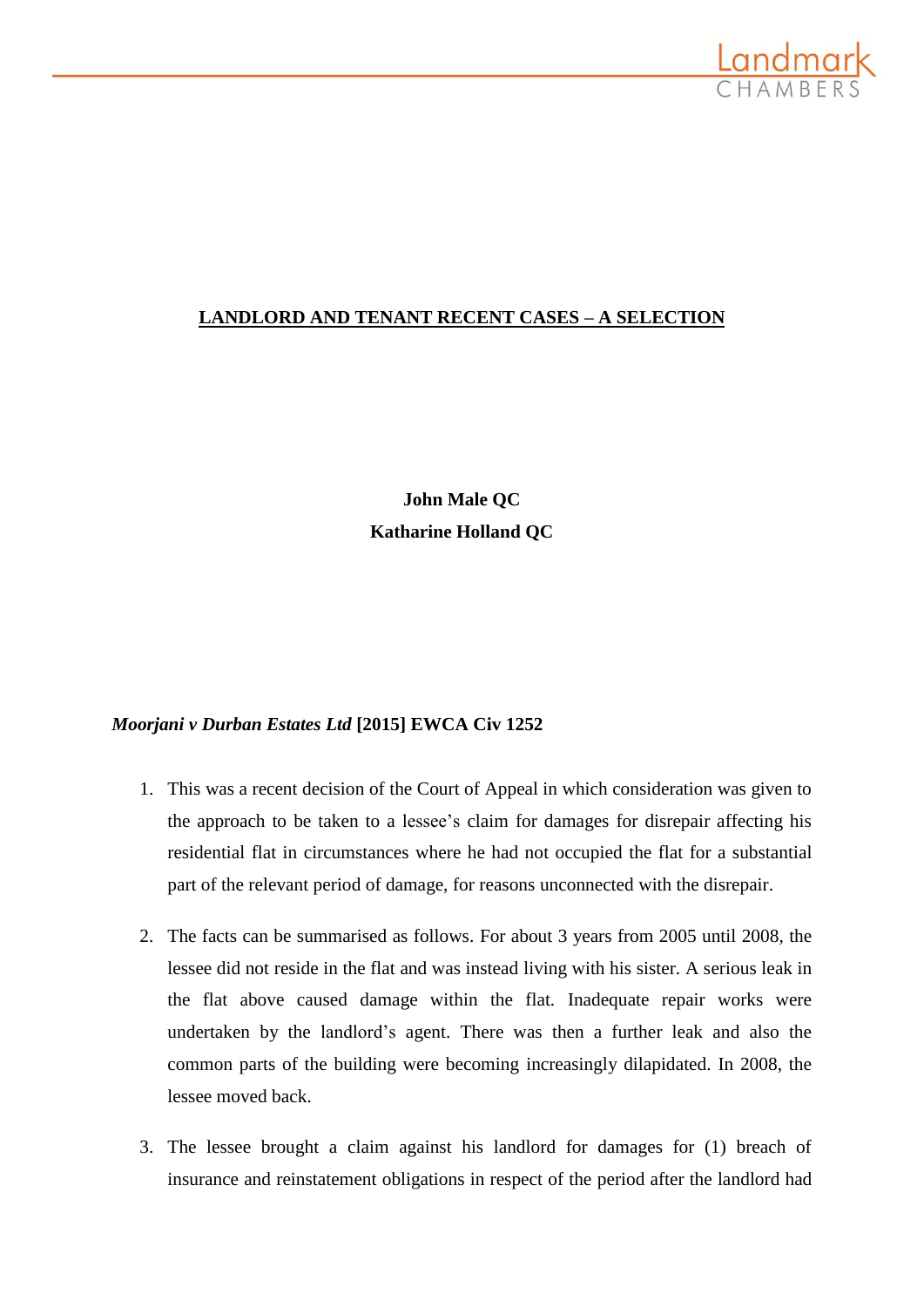# LANDLORD AND TENANT RECENT CASES – A SELECTION

**John Male QC**
**Katharine Holland QC**

## *Moorjani v Durban Estates Ltd* [2015] EWCA Civ 1252

1. This was a recent decision of the Court of Appeal in which consideration was given to the approach to be taken to a lessee's claim for damages for disrepair affecting his residential flat in circumstances where he had not occupied the flat for a substantial part of the relevant period of damage, for reasons unconnected with the disrepair.

2. The facts can be summarised as follows. For about 3 years from 2005 until 2008, the lessee did not reside in the flat and was instead living with his sister. A serious leak in the flat above caused damage within the flat. Inadequate repair works were undertaken by the landlord's agent. There was then a further leak and also the common parts of the building were becoming increasingly dilapidated. In 2008, the lessee moved back.

3. The lessee brought a claim against his landlord for damages for (1) breach of insurance and reinstatement obligations in respect of the period after the landlord had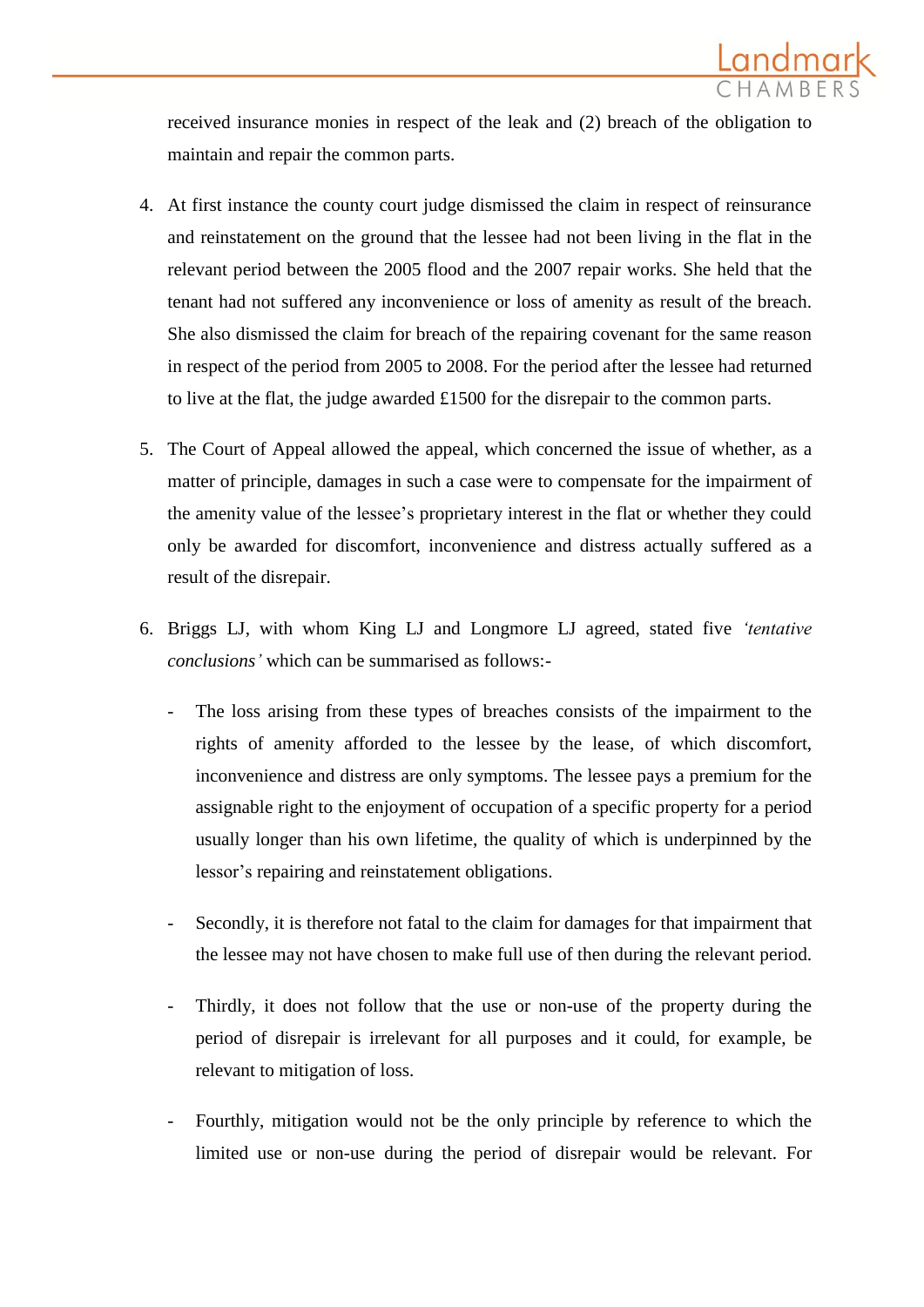received insurance monies in respect of the leak and (2) breach of the obligation to maintain and repair the common parts.

4. At first instance the county court judge dismissed the claim in respect of reinsurance and reinstatement on the ground that the lessee had not been living in the flat in the relevant period between the 2005 flood and the 2007 repair works. She held that the tenant had not suffered any inconvenience or loss of amenity as result of the breach. She also dismissed the claim for breach of the repairing covenant for the same reason in respect of the period from 2005 to 2008. For the period after the lessee had returned to live at the flat, the judge awarded £1500 for the disrepair to the common parts.

5. The Court of Appeal allowed the appeal, which concerned the issue of whether, as a matter of principle, damages in such a case were to compensate for the impairment of the amenity value of the lessee's proprietary interest in the flat or whether they could only be awarded for discomfort, inconvenience and distress actually suffered as a result of the disrepair.

6. Briggs LJ, with whom King LJ and Longmore LJ agreed, stated five *'tentative conclusions'* which can be summarised as follows:-

   - The loss arising from these types of breaches consists of the impairment to the rights of amenity afforded to the lessee by the lease, of which discomfort, inconvenience and distress are only symptoms. The lessee pays a premium for the assignable right to the enjoyment of occupation of a specific property for a period usually longer than his own lifetime, the quality of which is underpinned by the lessor's repairing and reinstatement obligations.

   - Secondly, it is therefore not fatal to the claim for damages for that impairment that the lessee may not have chosen to make full use of then during the relevant period.

   - Thirdly, it does not follow that the use or non-use of the property during the period of disrepair is irrelevant for all purposes and it could, for example, be relevant to mitigation of loss.

   - Fourthly, mitigation would not be the only principle by reference to which the limited use or non-use during the period of disrepair would be relevant. For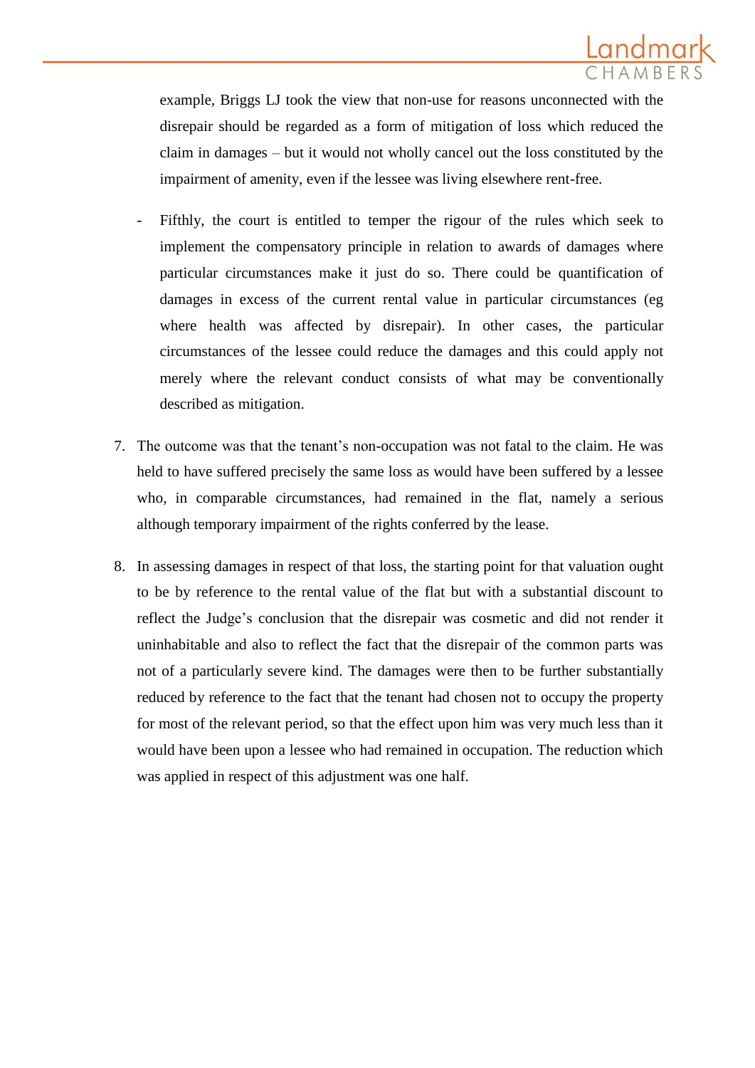example, Briggs LJ took the view that non-use for reasons unconnected with the disrepair should be regarded as a form of mitigation of loss which reduced the claim in damages – but it would not wholly cancel out the loss constituted by the impairment of amenity, even if the lessee was living elsewhere rent-free.

- Fifthly, the court is entitled to temper the rigour of the rules which seek to implement the compensatory principle in relation to awards of damages where particular circumstances make it just do so. There could be quantification of damages in excess of the current rental value in particular circumstances (eg where health was affected by disrepair). In other cases, the particular circumstances of the lessee could reduce the damages and this could apply not merely where the relevant conduct consists of what may be conventionally described as mitigation.

7. The outcome was that the tenant's non-occupation was not fatal to the claim. He was held to have suffered precisely the same loss as would have been suffered by a lessee who, in comparable circumstances, had remained in the flat, namely a serious although temporary impairment of the rights conferred by the lease.

8. In assessing damages in respect of that loss, the starting point for that valuation ought to be by reference to the rental value of the flat but with a substantial discount to reflect the Judge's conclusion that the disrepair was cosmetic and did not render it uninhabitable and also to reflect the fact that the disrepair of the common parts was not of a particularly severe kind. The damages were then to be further substantially reduced by reference to the fact that the tenant had chosen not to occupy the property for most of the relevant period, so that the effect upon him was very much less than it would have been upon a lessee who had remained in occupation. The reduction which was applied in respect of this adjustment was one half.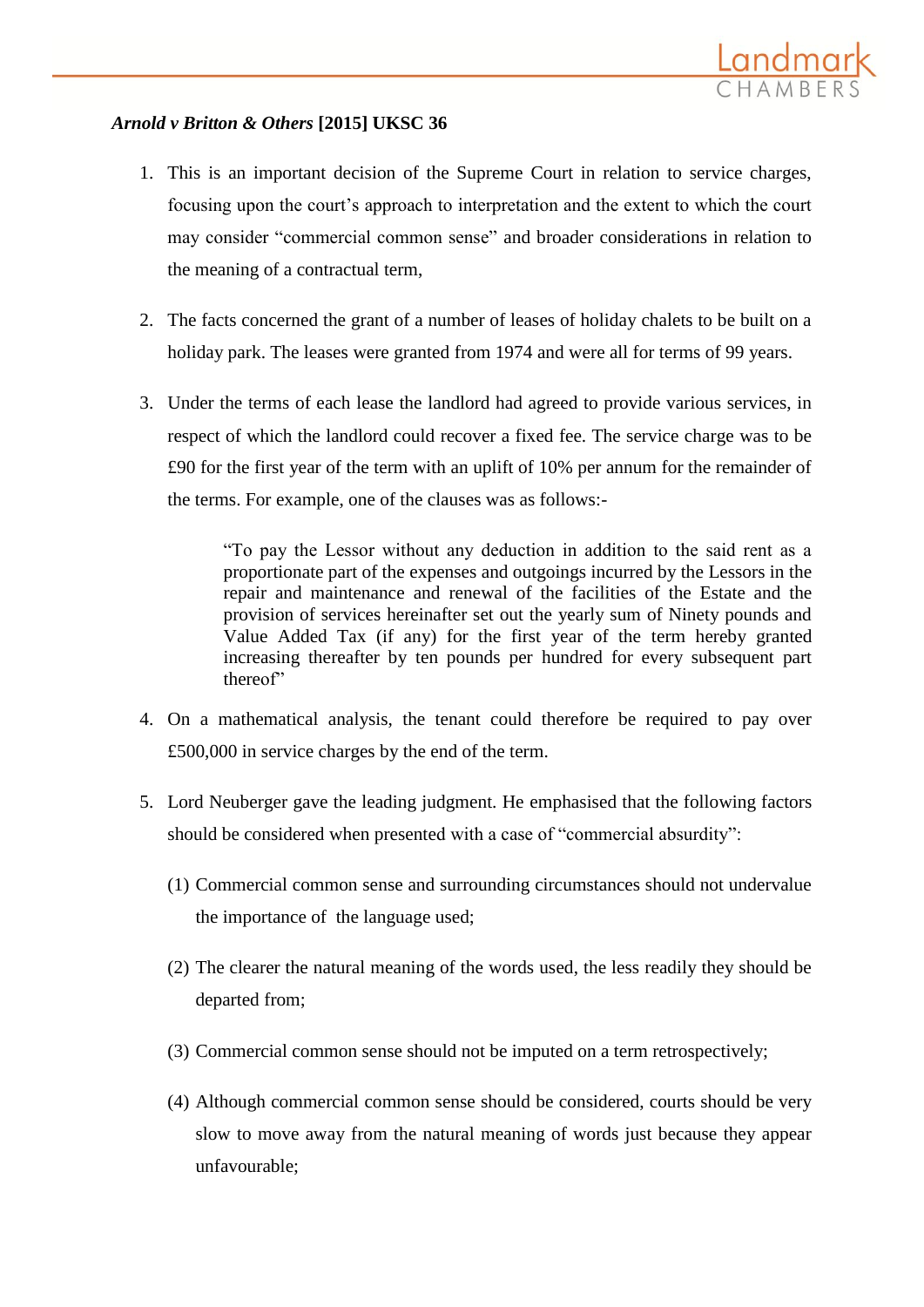***Arnold v Britton & Others* [2015] UKSC 36**

1. This is an important decision of the Supreme Court in relation to service charges, focusing upon the court's approach to interpretation and the extent to which the court may consider "commercial common sense" and broader considerations in relation to the meaning of a contractual term,

2. The facts concerned the grant of a number of leases of holiday chalets to be built on a holiday park. The leases were granted from 1974 and were all for terms of 99 years.

3. Under the terms of each lease the landlord had agreed to provide various services, in respect of which the landlord could recover a fixed fee. The service charge was to be £90 for the first year of the term with an uplift of 10% per annum for the remainder of the terms. For example, one of the clauses was as follows:-

   > "To pay the Lessor without any deduction in addition to the said rent as a proportionate part of the expenses and outgoings incurred by the Lessors in the repair and maintenance and renewal of the facilities of the Estate and the provision of services hereinafter set out the yearly sum of Ninety pounds and Value Added Tax (if any) for the first year of the term hereby granted increasing thereafter by ten pounds per hundred for every subsequent part thereof"

4. On a mathematical analysis, the tenant could therefore be required to pay over £500,000 in service charges by the end of the term.

5. Lord Neuberger gave the leading judgment. He emphasised that the following factors should be considered when presented with a case of "commercial absurdity":

   (1) Commercial common sense and surrounding circumstances should not undervalue the importance of the language used;

   (2) The clearer the natural meaning of the words used, the less readily they should be departed from;

   (3) Commercial common sense should not be imputed on a term retrospectively;

   (4) Although commercial common sense should be considered, courts should be very slow to move away from the natural meaning of words just because they appear unfavourable;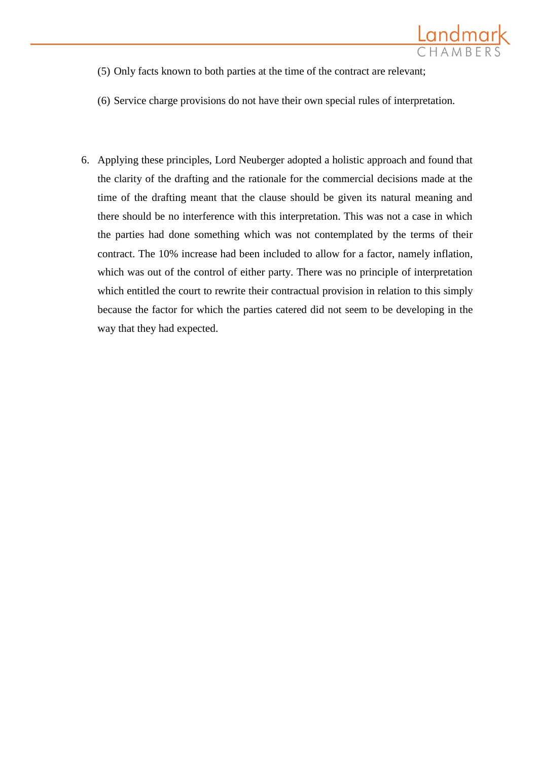(5) Only facts known to both parties at the time of the contract are relevant;

(6) Service charge provisions do not have their own special rules of interpretation.

6. Applying these principles, Lord Neuberger adopted a holistic approach and found that the clarity of the drafting and the rationale for the commercial decisions made at the time of the drafting meant that the clause should be given its natural meaning and there should be no interference with this interpretation. This was not a case in which the parties had done something which was not contemplated by the terms of their contract. The 10% increase had been included to allow for a factor, namely inflation, which was out of the control of either party. There was no principle of interpretation which entitled the court to rewrite their contractual provision in relation to this simply because the factor for which the parties catered did not seem to be developing in the way that they had expected.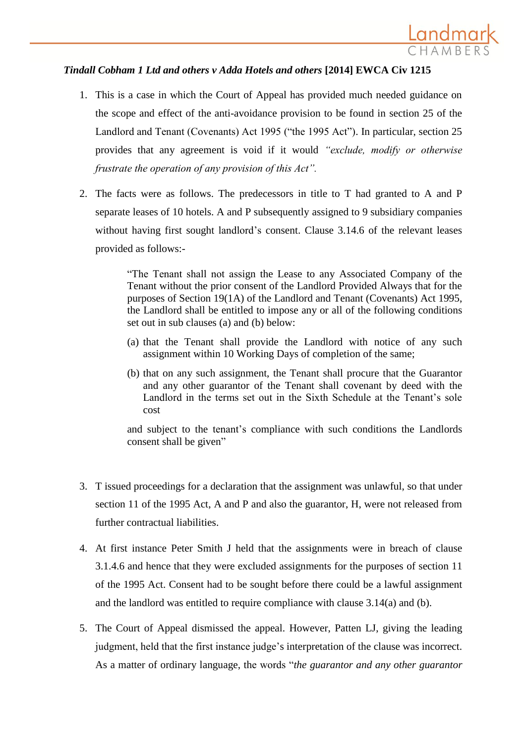***Tindall Cobham 1 Ltd and others v Adda Hotels and others* [2014] EWCA Civ 1215**

1. This is a case in which the Court of Appeal has provided much needed guidance on the scope and effect of the anti-avoidance provision to be found in section 25 of the Landlord and Tenant (Covenants) Act 1995 ("the 1995 Act"). In particular, section 25 provides that any agreement is void if it would *"exclude, modify or otherwise frustrate the operation of any provision of this Act".*

2. The facts were as follows. The predecessors in title to T had granted to A and P separate leases of 10 hotels. A and P subsequently assigned to 9 subsidiary companies without having first sought landlord's consent. Clause 3.14.6 of the relevant leases provided as follows:-

   > "The Tenant shall not assign the Lease to any Associated Company of the Tenant without the prior consent of the Landlord Provided Always that for the purposes of Section 19(1A) of the Landlord and Tenant (Covenants) Act 1995, the Landlord shall be entitled to impose any or all of the following conditions set out in sub clauses (a) and (b) below:
   >
   > (a) that the Tenant shall provide the Landlord with notice of any such assignment within 10 Working Days of completion of the same;
   >
   > (b) that on any such assignment, the Tenant shall procure that the Guarantor and any other guarantor of the Tenant shall covenant by deed with the Landlord in the terms set out in the Sixth Schedule at the Tenant's sole cost
   >
   > and subject to the tenant's compliance with such conditions the Landlords consent shall be given"

3. T issued proceedings for a declaration that the assignment was unlawful, so that under section 11 of the 1995 Act, A and P and also the guarantor, H, were not released from further contractual liabilities.

4. At first instance Peter Smith J held that the assignments were in breach of clause 3.1.4.6 and hence that they were excluded assignments for the purposes of section 11 of the 1995 Act. Consent had to be sought before there could be a lawful assignment and the landlord was entitled to require compliance with clause 3.14(a) and (b).

5. The Court of Appeal dismissed the appeal. However, Patten LJ, giving the leading judgment, held that the first instance judge's interpretation of the clause was incorrect. As a matter of ordinary language, the words "*the guarantor and any other guarantor*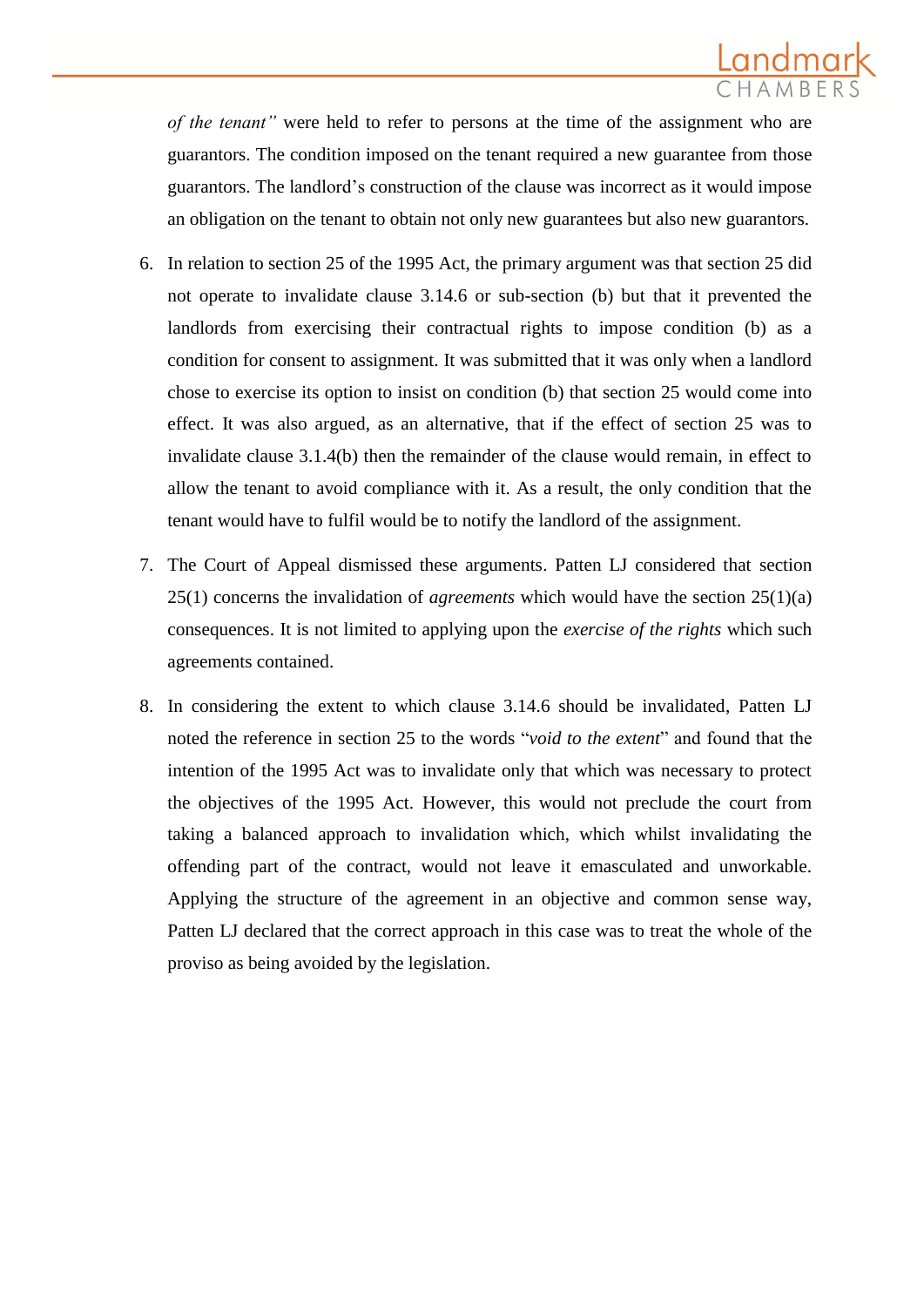*of the tenant"* were held to refer to persons at the time of the assignment who are guarantors. The condition imposed on the tenant required a new guarantee from those guarantors. The landlord's construction of the clause was incorrect as it would impose an obligation on the tenant to obtain not only new guarantees but also new guarantors.

6. In relation to section 25 of the 1995 Act, the primary argument was that section 25 did not operate to invalidate clause 3.14.6 or sub-section (b) but that it prevented the landlords from exercising their contractual rights to impose condition (b) as a condition for consent to assignment. It was submitted that it was only when a landlord chose to exercise its option to insist on condition (b) that section 25 would come into effect. It was also argued, as an alternative, that if the effect of section 25 was to invalidate clause 3.1.4(b) then the remainder of the clause would remain, in effect to allow the tenant to avoid compliance with it. As a result, the only condition that the tenant would have to fulfil would be to notify the landlord of the assignment.

7. The Court of Appeal dismissed these arguments. Patten LJ considered that section 25(1) concerns the invalidation of *agreements* which would have the section 25(1)(a) consequences. It is not limited to applying upon the *exercise of the rights* which such agreements contained.

8. In considering the extent to which clause 3.14.6 should be invalidated, Patten LJ noted the reference in section 25 to the words "*void to the extent*" and found that the intention of the 1995 Act was to invalidate only that which was necessary to protect the objectives of the 1995 Act. However, this would not preclude the court from taking a balanced approach to invalidation which, which whilst invalidating the offending part of the contract, would not leave it emasculated and unworkable. Applying the structure of the agreement in an objective and common sense way, Patten LJ declared that the correct approach in this case was to treat the whole of the proviso as being avoided by the legislation.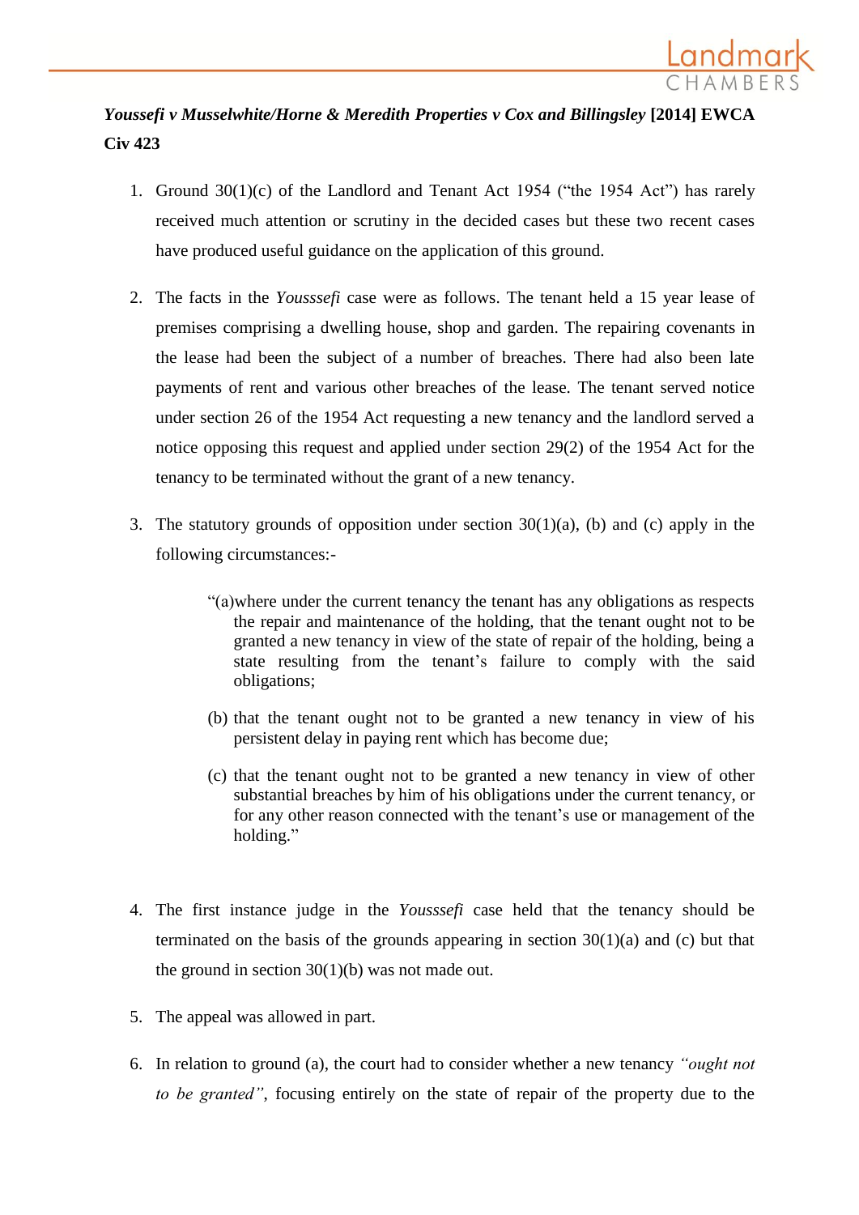***Youssefi v Musselwhite/Horne & Meredith Properties v Cox and Billingsley* [2014] EWCA Civ 423**

1. Ground 30(1)(c) of the Landlord and Tenant Act 1954 ("the 1954 Act") has rarely received much attention or scrutiny in the decided cases but these two recent cases have produced useful guidance on the application of this ground.

2. The facts in the *Yousssefi* case were as follows. The tenant held a 15 year lease of premises comprising a dwelling house, shop and garden. The repairing covenants in the lease had been the subject of a number of breaches. There had also been late payments of rent and various other breaches of the lease. The tenant served notice under section 26 of the 1954 Act requesting a new tenancy and the landlord served a notice opposing this request and applied under section 29(2) of the 1954 Act for the tenancy to be terminated without the grant of a new tenancy.

3. The statutory grounds of opposition under section 30(1)(a), (b) and (c) apply in the following circumstances:-

> "(a)where under the current tenancy the tenant has any obligations as respects the repair and maintenance of the holding, that the tenant ought not to be granted a new tenancy in view of the state of repair of the holding, being a state resulting from the tenant's failure to comply with the said obligations;
>
> (b) that the tenant ought not to be granted a new tenancy in view of his persistent delay in paying rent which has become due;
>
> (c) that the tenant ought not to be granted a new tenancy in view of other substantial breaches by him of his obligations under the current tenancy, or for any other reason connected with the tenant's use or management of the holding."

4. The first instance judge in the *Yousssefi* case held that the tenancy should be terminated on the basis of the grounds appearing in section 30(1)(a) and (c) but that the ground in section 30(1)(b) was not made out.

5. The appeal was allowed in part.

6. In relation to ground (a), the court had to consider whether a new tenancy *"ought not to be granted"*, focusing entirely on the state of repair of the property due to the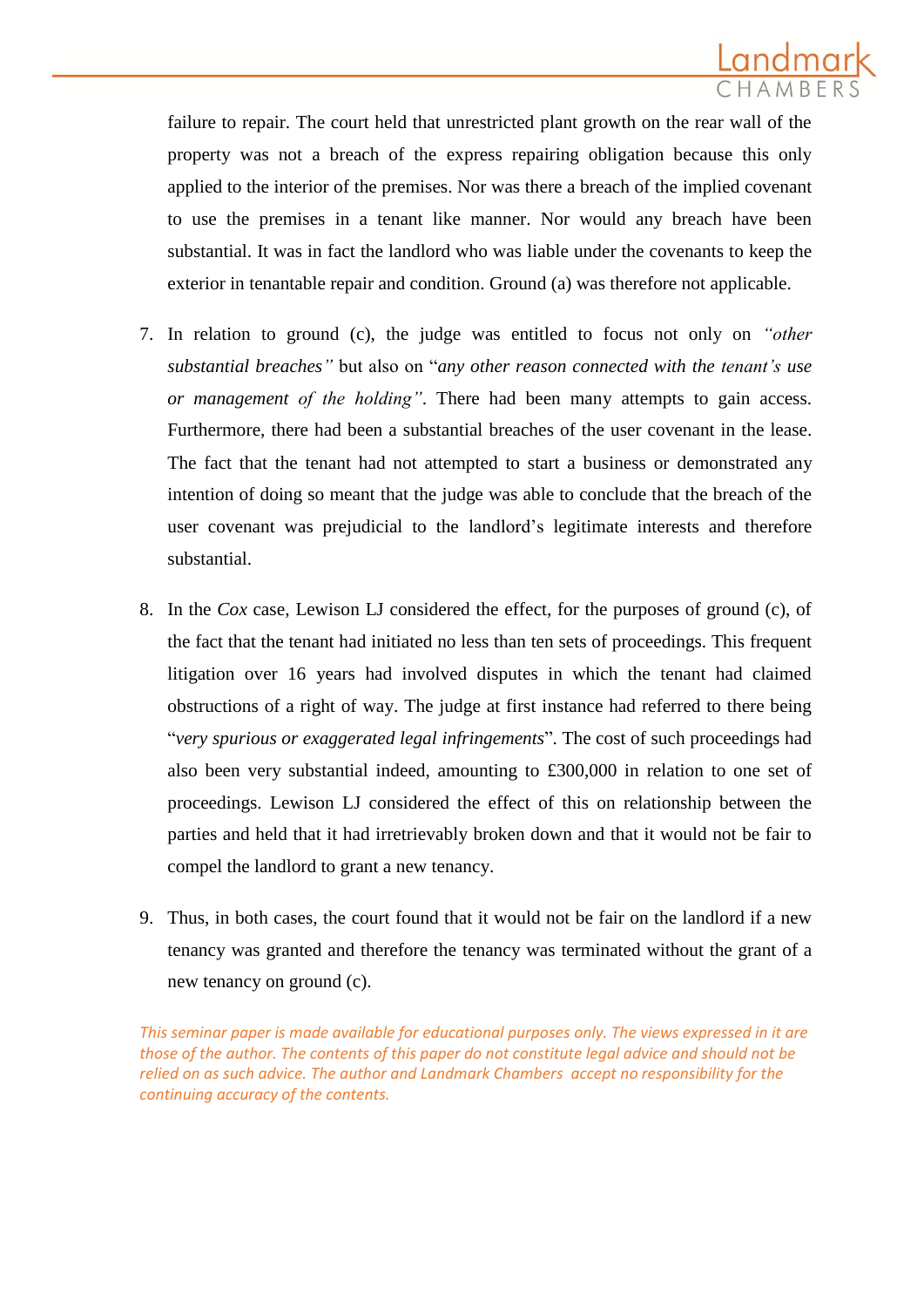failure to repair. The court held that unrestricted plant growth on the rear wall of the property was not a breach of the express repairing obligation because this only applied to the interior of the premises. Nor was there a breach of the implied covenant to use the premises in a tenant like manner. Nor would any breach have been substantial. It was in fact the landlord who was liable under the covenants to keep the exterior in tenantable repair and condition. Ground (a) was therefore not applicable.

7. In relation to ground (c), the judge was entitled to focus not only on *"other substantial breaches"* but also on "*any other reason connected with the tenant's use or management of the holding"*. There had been many attempts to gain access. Furthermore, there had been a substantial breaches of the user covenant in the lease. The fact that the tenant had not attempted to start a business or demonstrated any intention of doing so meant that the judge was able to conclude that the breach of the user covenant was prejudicial to the landlord's legitimate interests and therefore substantial.

8. In the *Cox* case, Lewison LJ considered the effect, for the purposes of ground (c), of the fact that the tenant had initiated no less than ten sets of proceedings. This frequent litigation over 16 years had involved disputes in which the tenant had claimed obstructions of a right of way. The judge at first instance had referred to there being "*very spurious or exaggerated legal infringements*". The cost of such proceedings had also been very substantial indeed, amounting to £300,000 in relation to one set of proceedings. Lewison LJ considered the effect of this on relationship between the parties and held that it had irretrievably broken down and that it would not be fair to compel the landlord to grant a new tenancy.

9. Thus, in both cases, the court found that it would not be fair on the landlord if a new tenancy was granted and therefore the tenancy was terminated without the grant of a new tenancy on ground (c).

*This seminar paper is made available for educational purposes only. The views expressed in it are those of the author. The contents of this paper do not constitute legal advice and should not be relied on as such advice. The author and Landmark Chambers accept no responsibility for the continuing accuracy of the contents.*